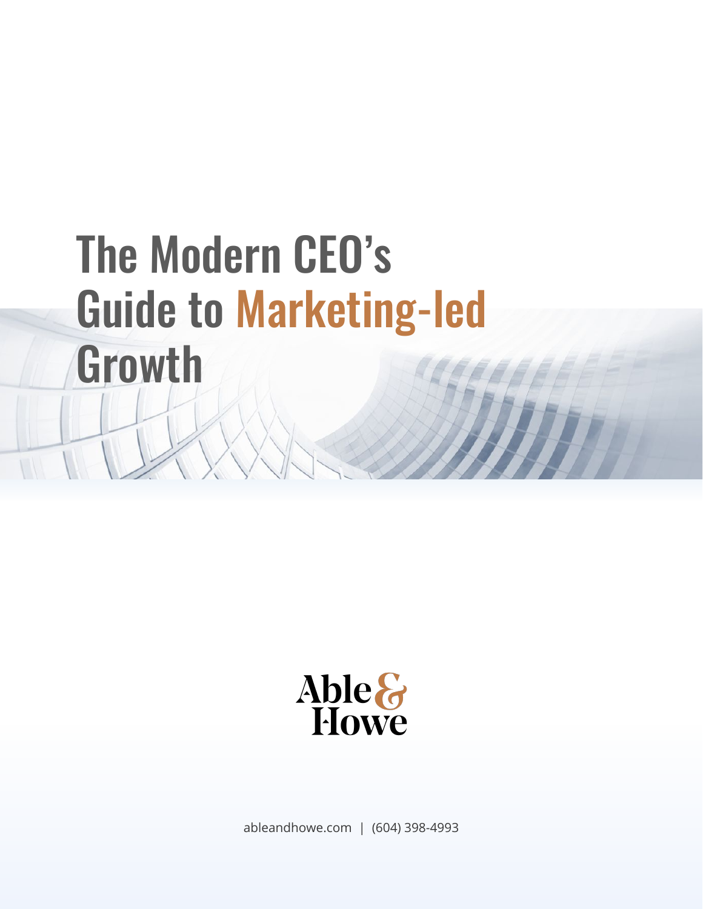# The Modern CEO's Guide to Marketing-led Growth

Able & Howe

ableandhowe.com | (604) 398-4993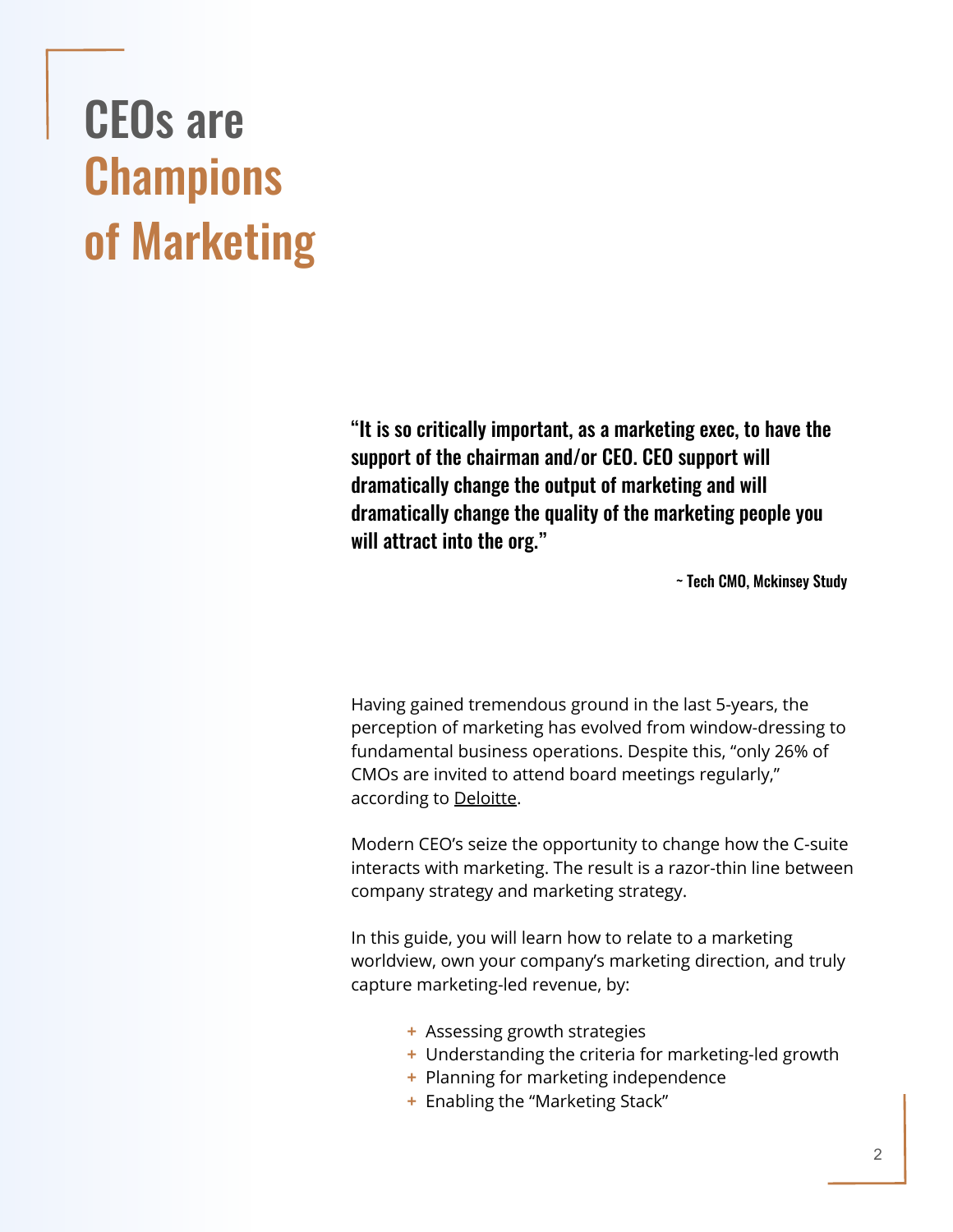# CEOs are Champions of Marketing

> **"It is so critically important, as a marketing exec, to have the support of the chairman and/or CEO. CEO support will dramatically change the output of marketing and will dramatically change the quality of the marketing people you will attract into the org."**
>
> **~ Tech CMO, Mckinsey Study**

Having gained tremendous ground in the last 5-years, the perception of marketing has evolved from window-dressing to fundamental business operations. Despite this, "only 26% of CMOs are invited to attend board meetings regularly," according to Deloitte.

Modern CEO's seize the opportunity to change how the C-suite interacts with marketing. The result is a razor-thin line between company strategy and marketing strategy.

In this guide, you will learn how to relate to a marketing worldview, own your company's marketing direction, and truly capture marketing-led revenue, by:

- Assessing growth strategies
- Understanding the criteria for marketing-led growth
- Planning for marketing independence
- Enabling the "Marketing Stack"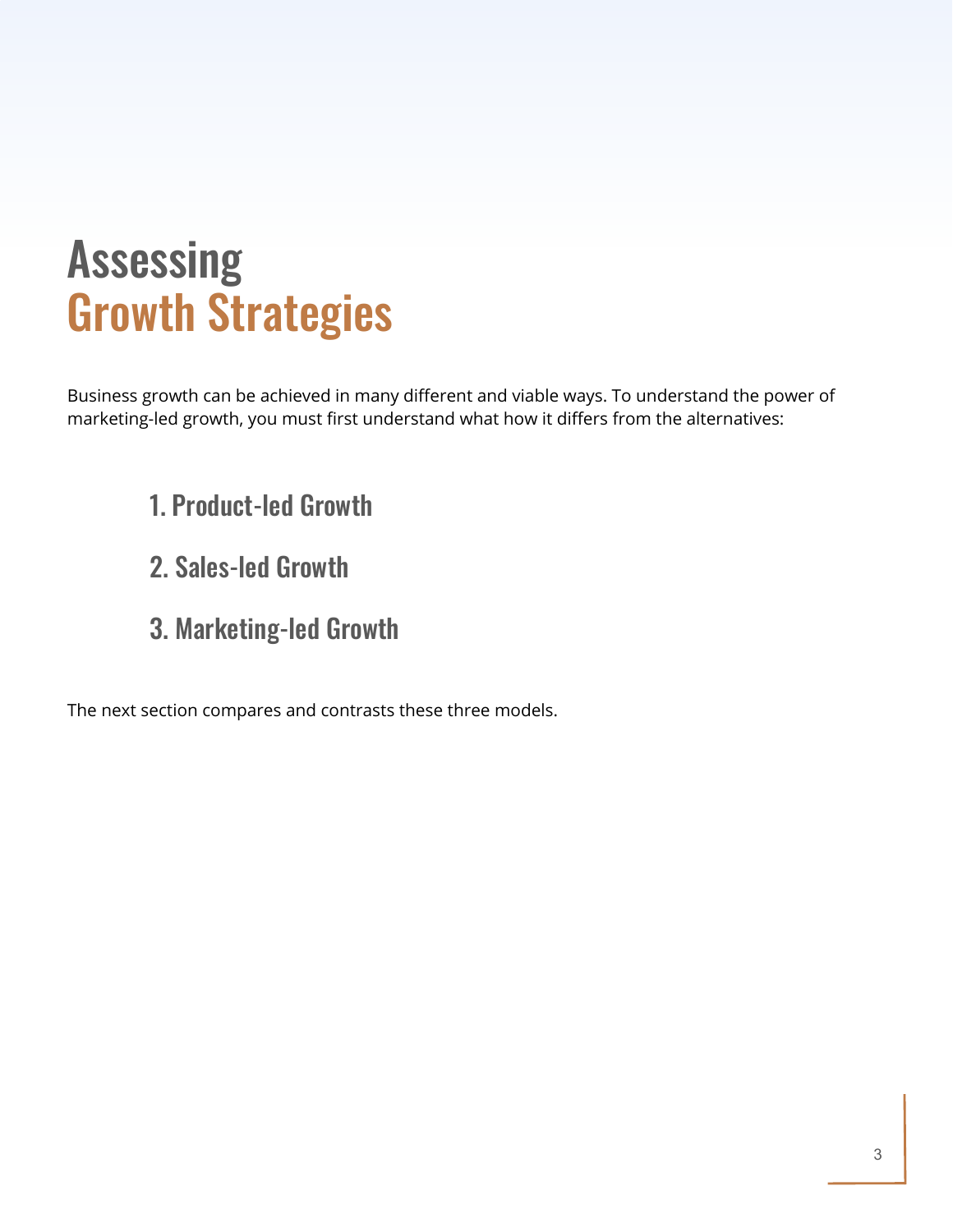# Assessing Growth Strategies

Business growth can be achieved in many different and viable ways. To understand the power of marketing-led growth, you must first understand what how it differs from the alternatives:

1. Product-led Growth
2. Sales-led Growth
3. Marketing-led Growth

The next section compares and contrasts these three models.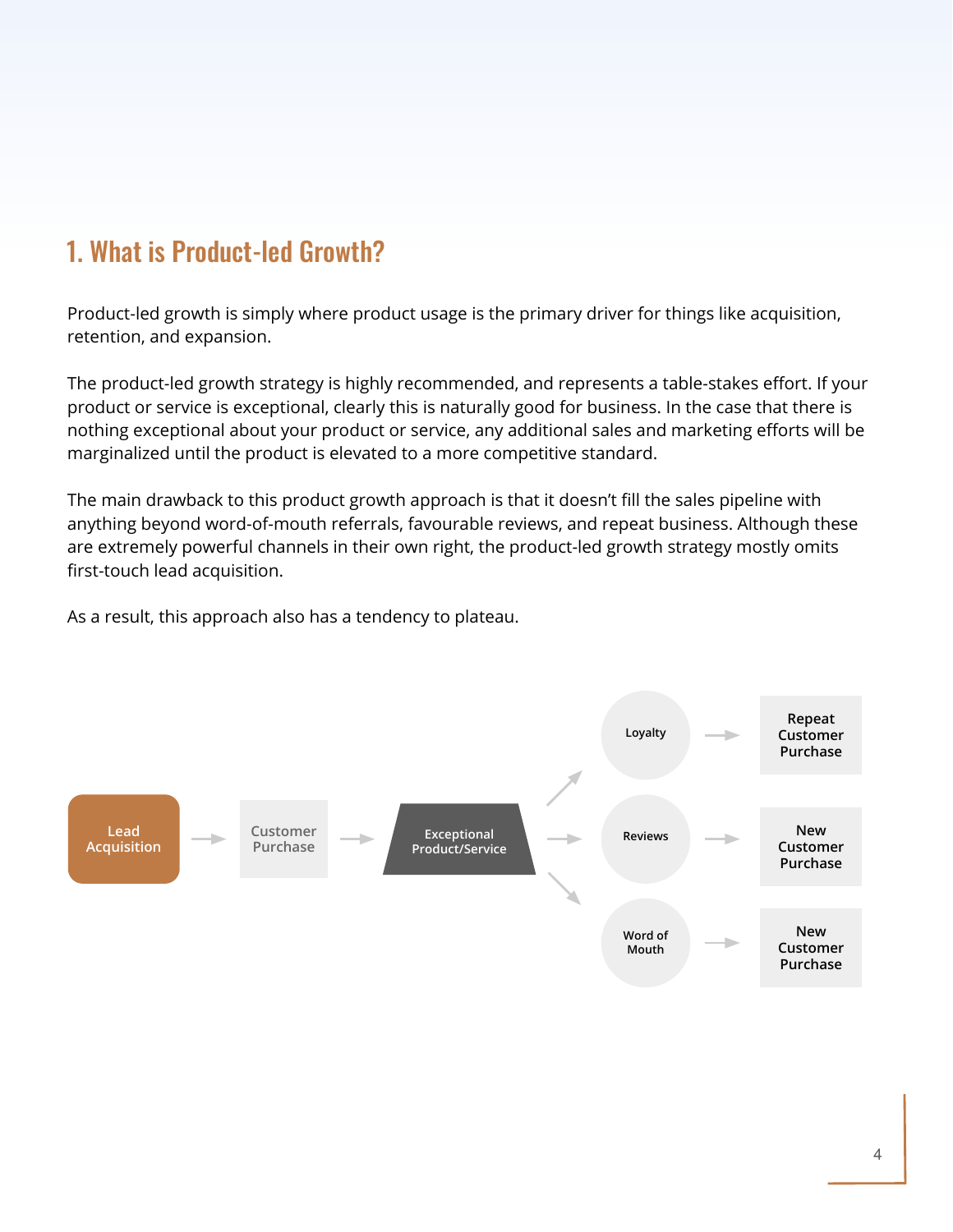## 1. What is Product-led Growth?

Product-led growth is simply where product usage is the primary driver for things like acquisition, retention, and expansion.

The product-led growth strategy is highly recommended, and represents a table-stakes effort. If your product or service is exceptional, clearly this is naturally good for business. In the case that there is nothing exceptional about your product or service, any additional sales and marketing efforts will be marginalized until the product is elevated to a more competitive standard.

The main drawback to this product growth approach is that it doesn't fill the sales pipeline with anything beyond word-of-mouth referrals, favourable reviews, and repeat business. Although these are extremely powerful channels in their own right, the product-led growth strategy mostly omits first-touch lead acquisition.

As a result, this approach also has a tendency to plateau.

Lead Acquisition
Customer Purchase
Exceptional Product/Service
Loyalty
Reviews
Word of Mouth
Repeat Customer Purchase
New Customer Purchase
New Customer Purchase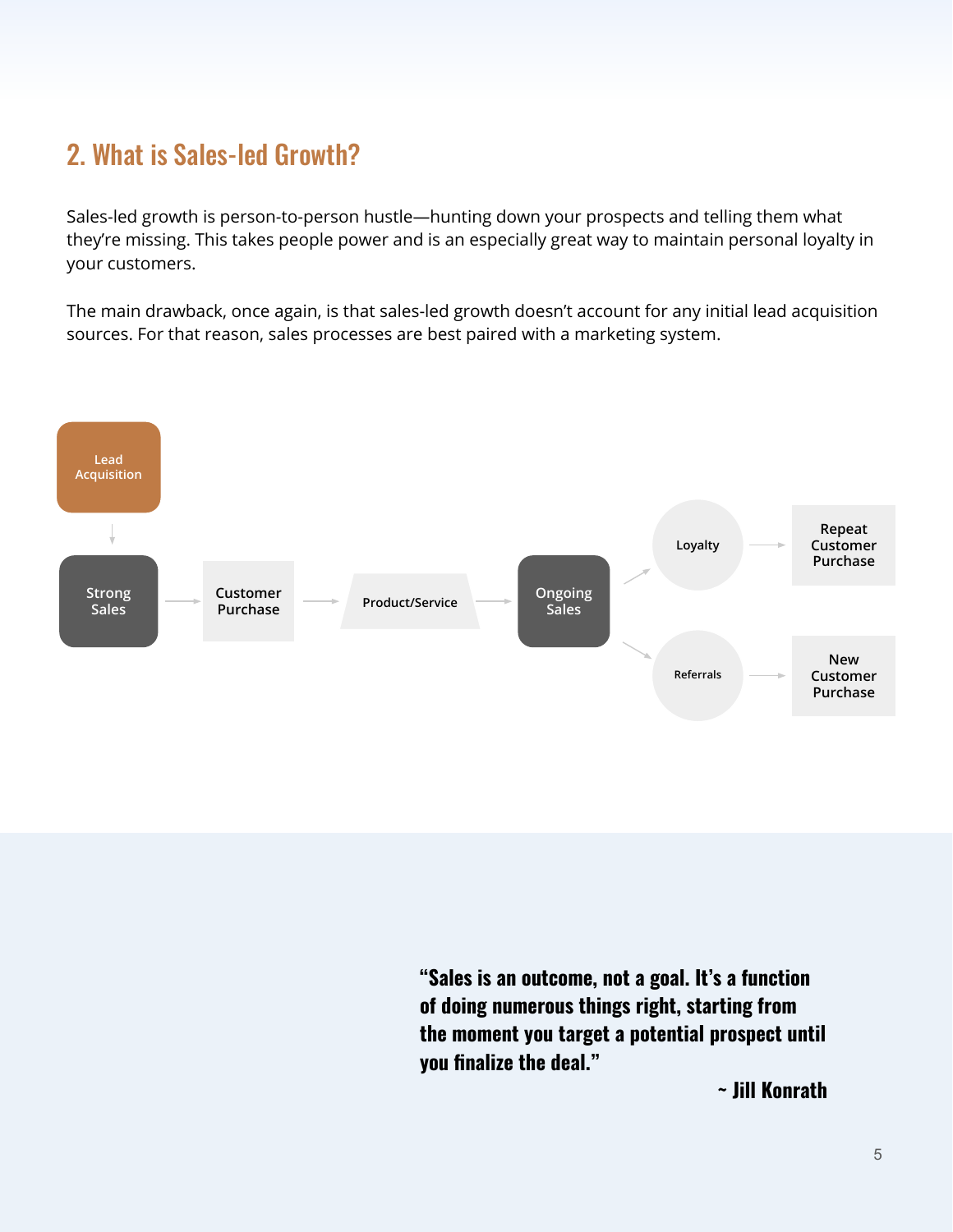## 2. What is Sales-led Growth?

Sales-led growth is person-to-person hustle—hunting down your prospects and telling them what they're missing. This takes people power and is an especially great way to maintain personal loyalty in your customers.

The main drawback, once again, is that sales-led growth doesn't account for any initial lead acquisition sources. For that reason, sales processes are best paired with a marketing system.

Lead Acquisition

Strong Sales

Customer Purchase

Product/Service

Ongoing Sales

Loyalty

Repeat Customer Purchase

Referrals

New Customer Purchase

**"Sales is an outcome, not a goal. It's a function of doing numerous things right, starting from the moment you target a potential prospect until you finalize the deal."**

**~ Jill Konrath**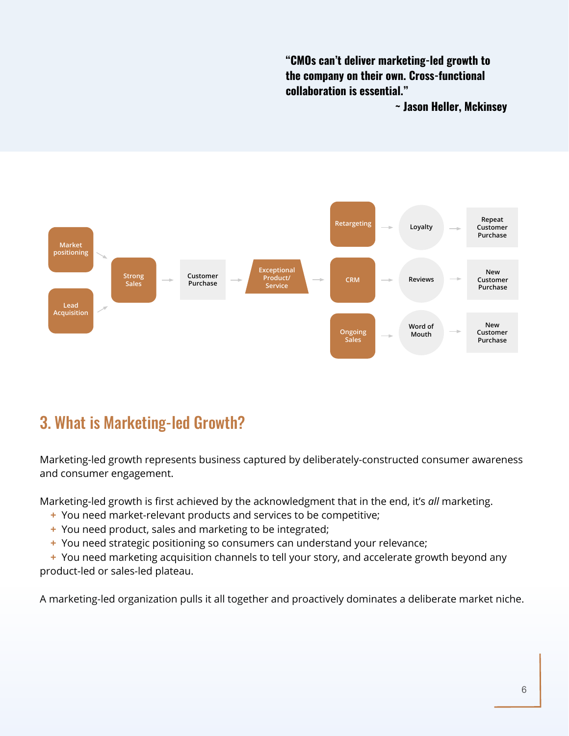**"CMOs can't deliver marketing-led growth to the company on their own. Cross-functional collaboration is essential."**
**~ Jason Heller, Mckinsey**

Market positioning
Lead Acquisition
Strong Sales
Customer Purchase
Exceptional Product/ Service
Retargeting
CRM
Ongoing Sales
Loyalty
Reviews
Word of Mouth
Repeat Customer Purchase
New Customer Purchase
New Customer Purchase

## 3. What is Marketing-led Growth?

Marketing-led growth represents business captured by deliberately-constructed consumer awareness and consumer engagement.

Marketing-led growth is first achieved by the acknowledgment that in the end, it's *all* marketing.

+ You need market-relevant products and services to be competitive;
+ You need product, sales and marketing to be integrated;
+ You need strategic positioning so consumers can understand your relevance;
+ You need marketing acquisition channels to tell your story, and accelerate growth beyond any product-led or sales-led plateau.

A marketing-led organization pulls it all together and proactively dominates a deliberate market niche.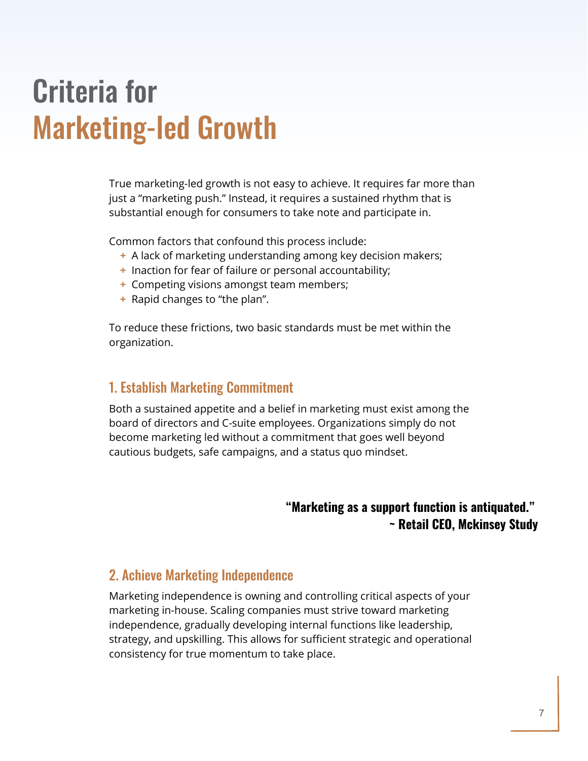# Criteria for Marketing-led Growth

True marketing-led growth is not easy to achieve. It requires far more than just a "marketing push." Instead, it requires a sustained rhythm that is substantial enough for consumers to take note and participate in.

Common factors that confound this process include:

+ A lack of marketing understanding among key decision makers;
+ Inaction for fear of failure or personal accountability;
+ Competing visions amongst team members;
+ Rapid changes to "the plan".

To reduce these frictions, two basic standards must be met within the organization.

## 1. Establish Marketing Commitment

Both a sustained appetite and a belief in marketing must exist among the board of directors and C-suite employees. Organizations simply do not become marketing led without a commitment that goes well beyond cautious budgets, safe campaigns, and a status quo mindset.

> **"Marketing as a support function is antiquated."**
> **~ Retail CEO, Mckinsey Study**

## 2. Achieve Marketing Independence

Marketing independence is owning and controlling critical aspects of your marketing in-house. Scaling companies must strive toward marketing independence, gradually developing internal functions like leadership, strategy, and upskilling. This allows for sufficient strategic and operational consistency for true momentum to take place.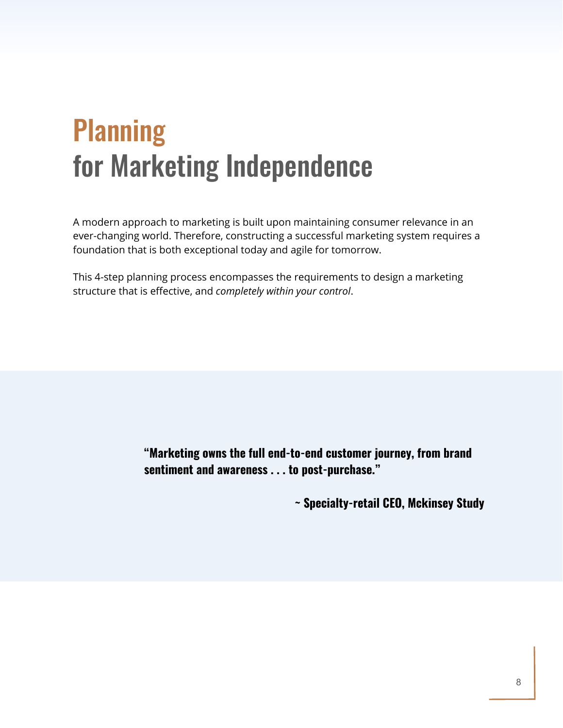# Planning
# for Marketing Independence

A modern approach to marketing is built upon maintaining consumer relevance in an ever-changing world. Therefore, constructing a successful marketing system requires a foundation that is both exceptional today and agile for tomorrow.

This 4-step planning process encompasses the requirements to design a marketing structure that is effective, and *completely within your control*.

> **"Marketing owns the full end-to-end customer journey, from brand sentiment and awareness . . . to post-purchase."**
>
> **~ Specialty-retail CEO, Mckinsey Study**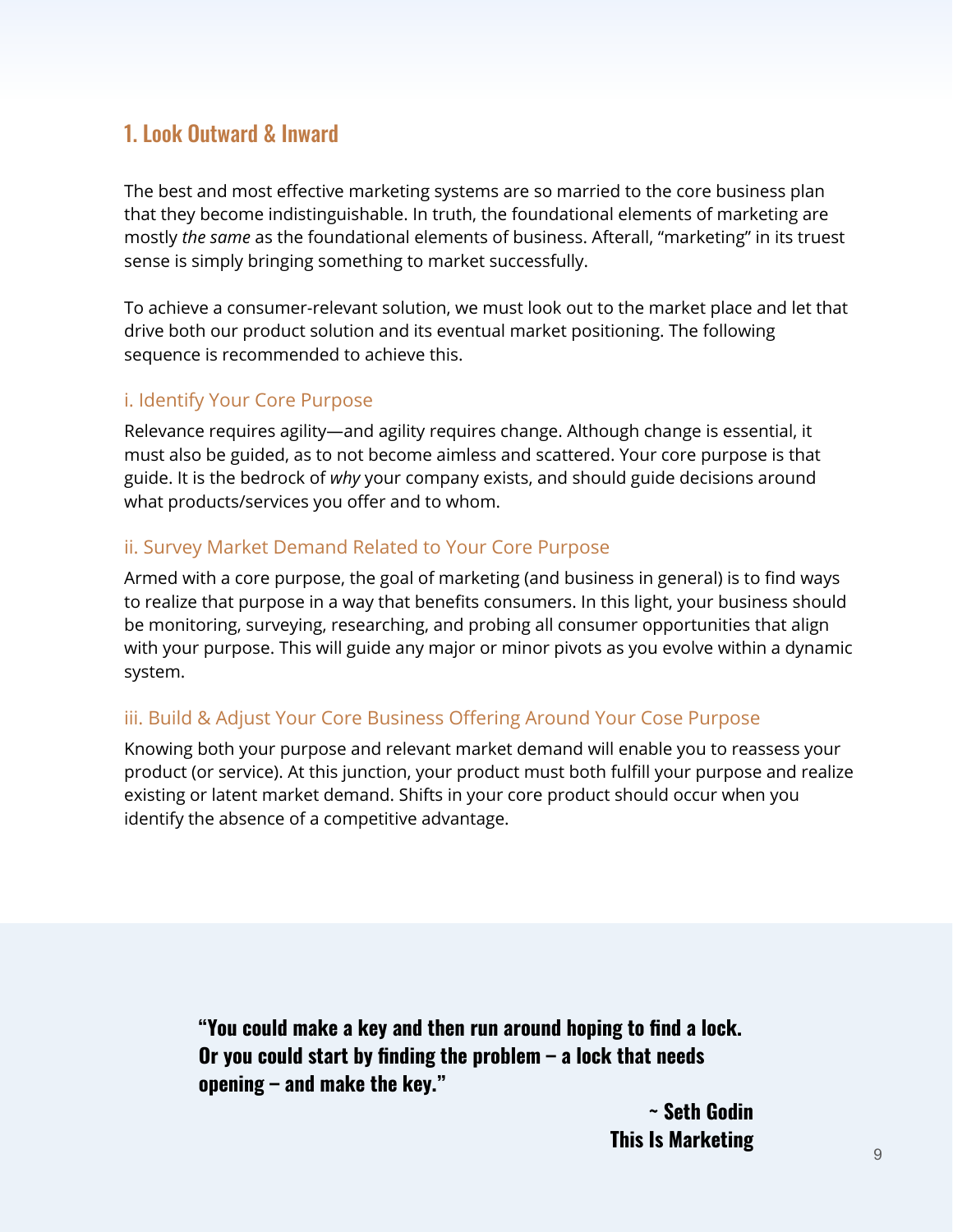## 1. Look Outward & Inward

The best and most effective marketing systems are so married to the core business plan that they become indistinguishable. In truth, the foundational elements of marketing are mostly *the same* as the foundational elements of business. Afterall, "marketing" in its truest sense is simply bringing something to market successfully.

To achieve a consumer-relevant solution, we must look out to the market place and let that drive both our product solution and its eventual market positioning. The following sequence is recommended to achieve this.

### i. Identify Your Core Purpose

Relevance requires agility—and agility requires change. Although change is essential, it must also be guided, as to not become aimless and scattered. Your core purpose is that guide. It is the bedrock of *why* your company exists, and should guide decisions around what products/services you offer and to whom.

### ii. Survey Market Demand Related to Your Core Purpose

Armed with a core purpose, the goal of marketing (and business in general) is to find ways to realize that purpose in a way that benefits consumers. In this light, your business should be monitoring, surveying, researching, and probing all consumer opportunities that align with your purpose. This will guide any major or minor pivots as you evolve within a dynamic system.

### iii. Build & Adjust Your Core Business Offering Around Your Cose Purpose

Knowing both your purpose and relevant market demand will enable you to reassess your product (or service). At this junction, your product must both fulfill your purpose and realize existing or latent market demand. Shifts in your core product should occur when you identify the absence of a competitive advantage.

**"You could make a key and then run around hoping to find a lock. Or you could start by finding the problem – a lock that needs opening – and make the key."**

**~ Seth Godin**
**This Is Marketing**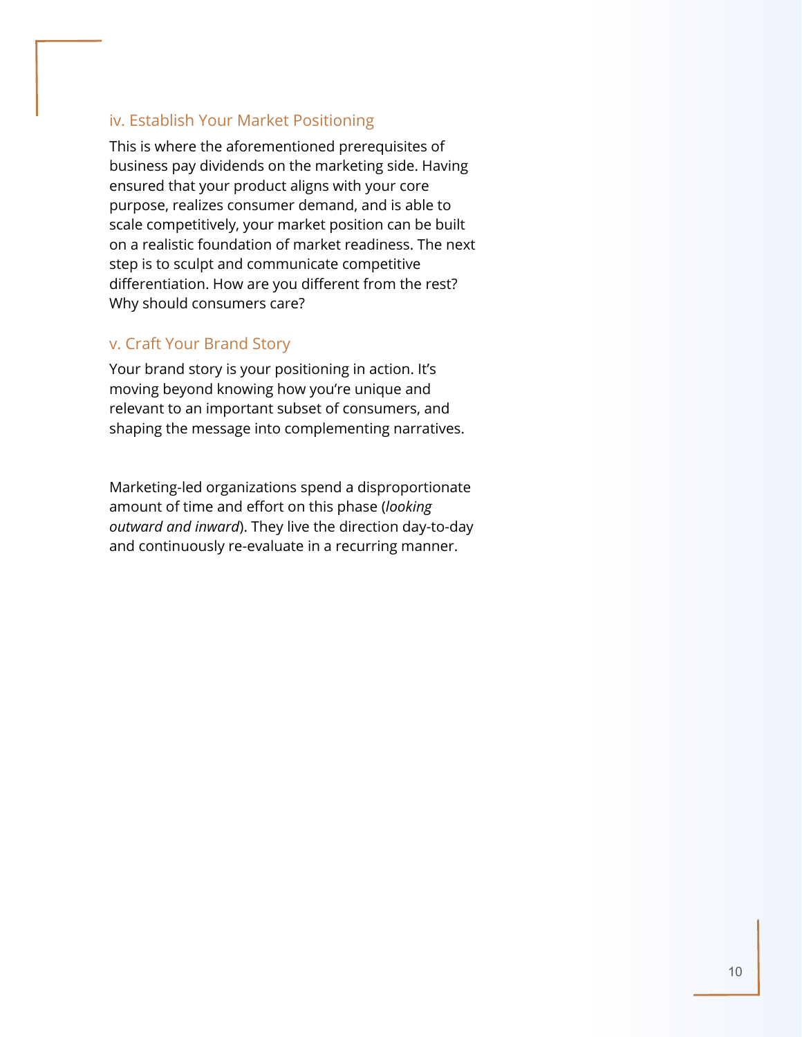### iv. Establish Your Market Positioning

This is where the aforementioned prerequisites of business pay dividends on the marketing side. Having ensured that your product aligns with your core purpose, realizes consumer demand, and is able to scale competitively, your market position can be built on a realistic foundation of market readiness. The next step is to sculpt and communicate competitive differentiation. How are you different from the rest? Why should consumers care?

### v. Craft Your Brand Story

Your brand story is your positioning in action. It's moving beyond knowing how you're unique and relevant to an important subset of consumers, and shaping the message into complementing narratives.

Marketing-led organizations spend a disproportionate amount of time and effort on this phase (*looking outward and inward*). They live the direction day-to-day and continuously re-evaluate in a recurring manner.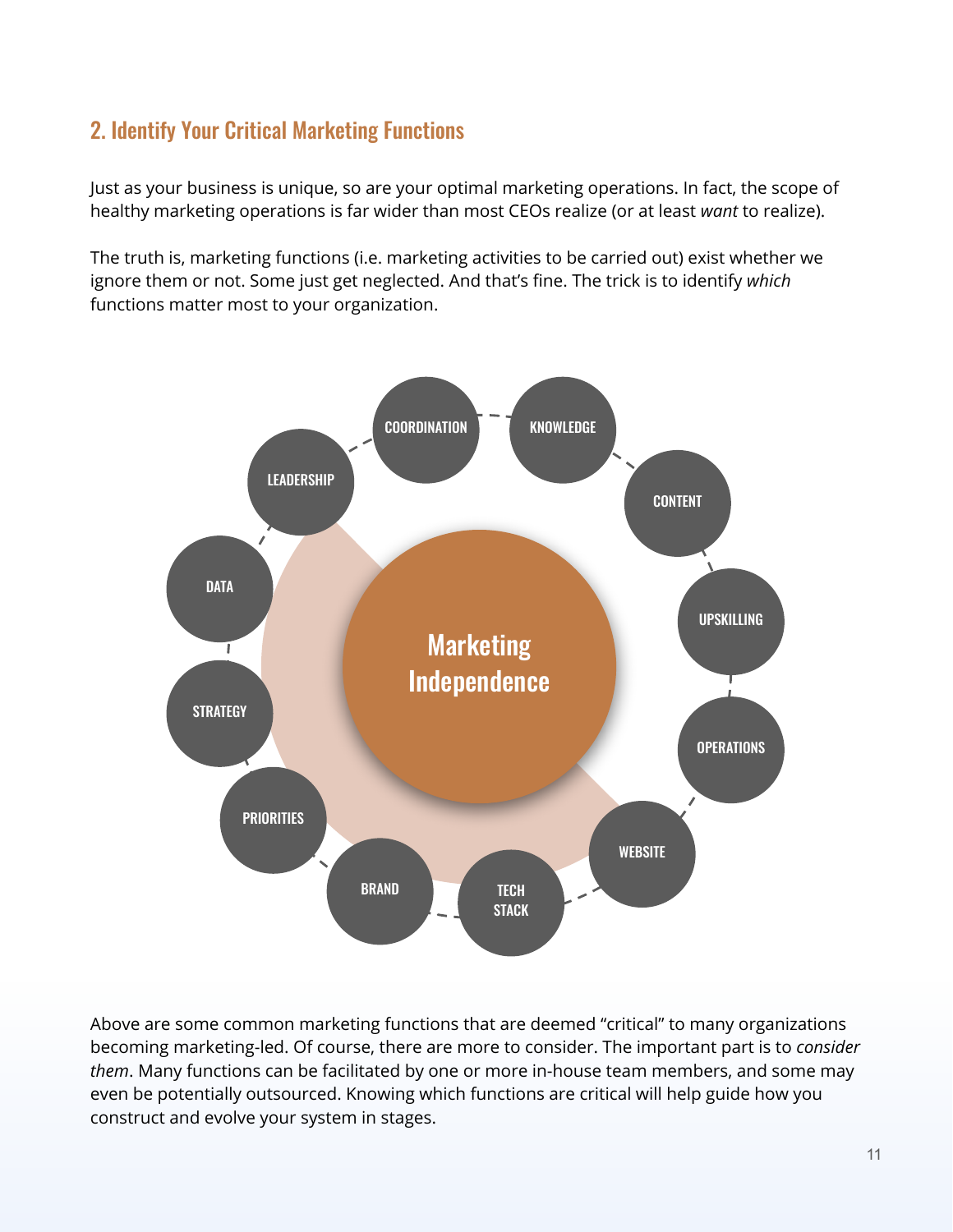## 2. Identify Your Critical Marketing Functions

Just as your business is unique, so are your optimal marketing operations. In fact, the scope of healthy marketing operations is far wider than most CEOs realize (or at least *want* to realize).

The truth is, marketing functions (i.e. marketing activities to be carried out) exist whether we ignore them or not. Some just get neglected. And that's fine. The trick is to identify *which* functions matter most to your organization.

Marketing Independence

COORDINATION

KNOWLEDGE

CONTENT

UPSKILLING

OPERATIONS

WEBSITE

TECH STACK

BRAND

PRIORITIES

STRATEGY

DATA

LEADERSHIP

Above are some common marketing functions that are deemed "critical" to many organizations becoming marketing-led. Of course, there are more to consider. The important part is to *consider them*. Many functions can be facilitated by one or more in-house team members, and some may even be potentially outsourced. Knowing which functions are critical will help guide how you construct and evolve your system in stages.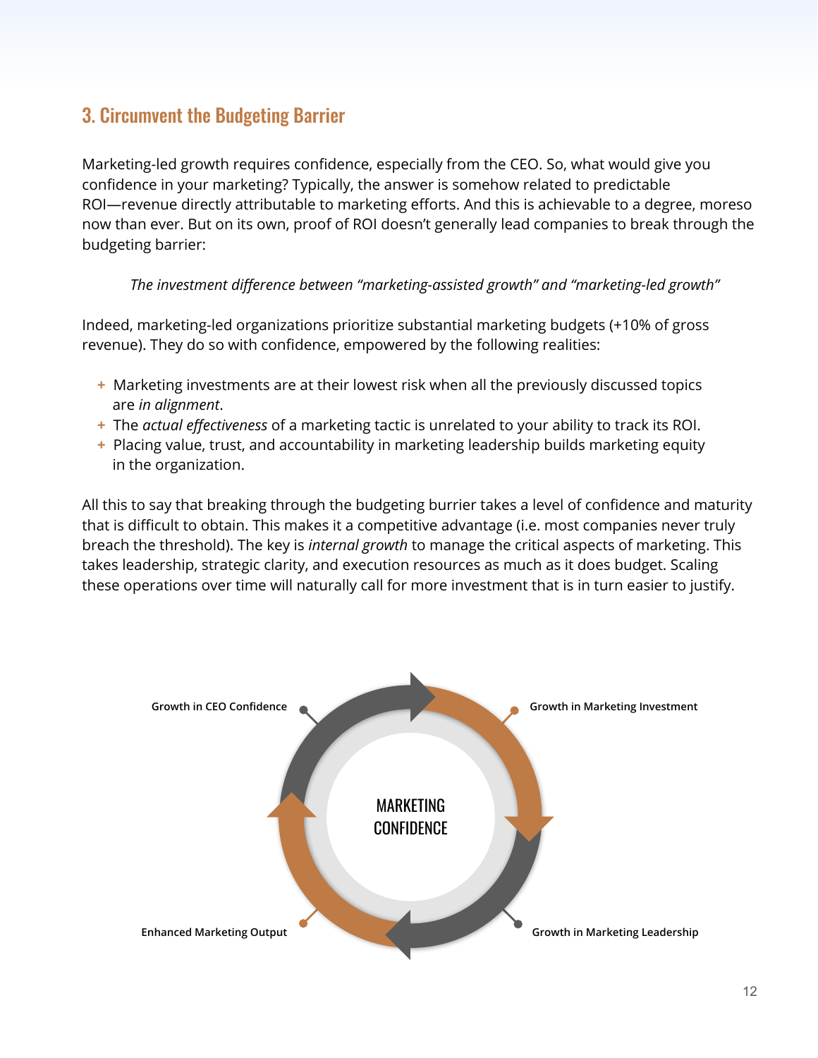## 3. Circumvent the Budgeting Barrier

Marketing-led growth requires confidence, especially from the CEO. So, what would give you confidence in your marketing? Typically, the answer is somehow related to predictable ROI—revenue directly attributable to marketing efforts. And this is achievable to a degree, moreso now than ever. But on its own, proof of ROI doesn't generally lead companies to break through the budgeting barrier:

*The investment difference between "marketing-assisted growth" and "marketing-led growth"*

Indeed, marketing-led organizations prioritize substantial marketing budgets (+10% of gross revenue). They do so with confidence, empowered by the following realities:

+ Marketing investments are at their lowest risk when all the previously discussed topics are *in alignment*.
+ The *actual effectiveness* of a marketing tactic is unrelated to your ability to track its ROI.
+ Placing value, trust, and accountability in marketing leadership builds marketing equity in the organization.

All this to say that breaking through the budgeting burrier takes a level of confidence and maturity that is difficult to obtain. This makes it a competitive advantage (i.e. most companies never truly breach the threshold). The key is *internal growth* to manage the critical aspects of marketing. This takes leadership, strategic clarity, and execution resources as much as it does budget. Scaling these operations over time will naturally call for more investment that is in turn easier to justify.

Growth in CEO Confidence

Growth in Marketing Investment

MARKETING CONFIDENCE

Enhanced Marketing Output

Growth in Marketing Leadership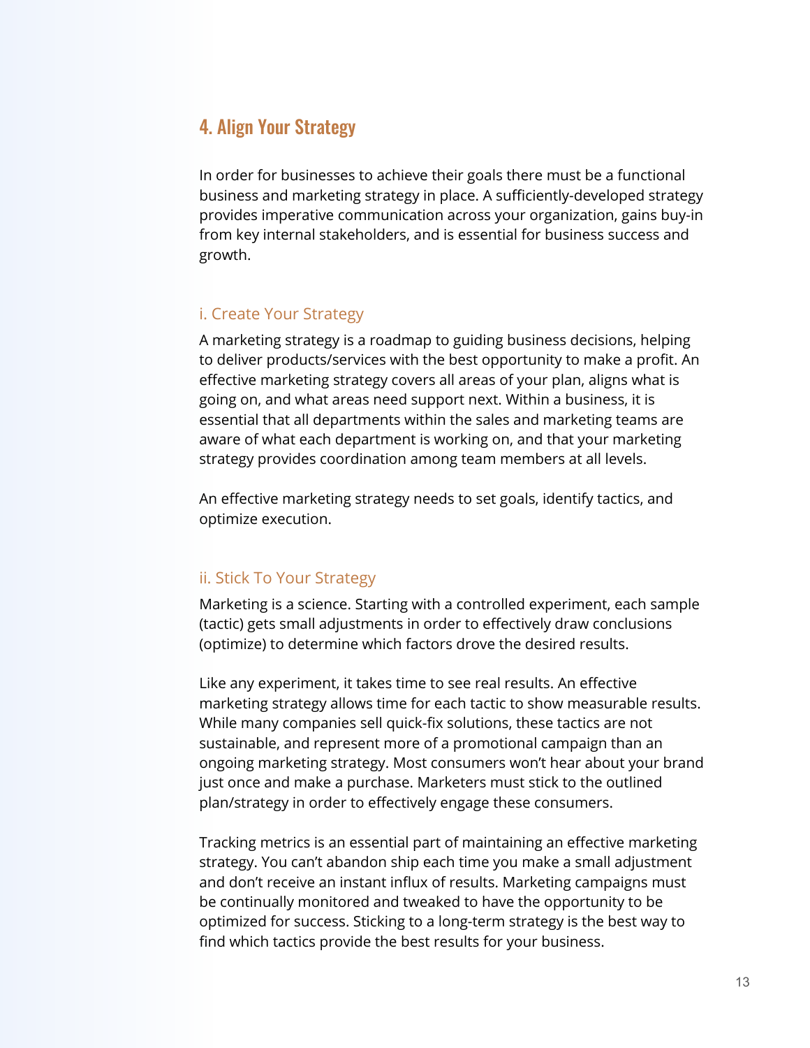## 4. Align Your Strategy

In order for businesses to achieve their goals there must be a functional business and marketing strategy in place. A sufficiently-developed strategy provides imperative communication across your organization, gains buy-in from key internal stakeholders, and is essential for business success and growth.

### i. Create Your Strategy

A marketing strategy is a roadmap to guiding business decisions, helping to deliver products/services with the best opportunity to make a profit. An effective marketing strategy covers all areas of your plan, aligns what is going on, and what areas need support next. Within a business, it is essential that all departments within the sales and marketing teams are aware of what each department is working on, and that your marketing strategy provides coordination among team members at all levels.

An effective marketing strategy needs to set goals, identify tactics, and optimize execution.

### ii. Stick To Your Strategy

Marketing is a science. Starting with a controlled experiment, each sample (tactic) gets small adjustments in order to effectively draw conclusions (optimize) to determine which factors drove the desired results.

Like any experiment, it takes time to see real results. An effective marketing strategy allows time for each tactic to show measurable results. While many companies sell quick-fix solutions, these tactics are not sustainable, and represent more of a promotional campaign than an ongoing marketing strategy. Most consumers won't hear about your brand just once and make a purchase. Marketers must stick to the outlined plan/strategy in order to effectively engage these consumers.

Tracking metrics is an essential part of maintaining an effective marketing strategy. You can't abandon ship each time you make a small adjustment and don't receive an instant influx of results. Marketing campaigns must be continually monitored and tweaked to have the opportunity to be optimized for success. Sticking to a long-term strategy is the best way to find which tactics provide the best results for your business.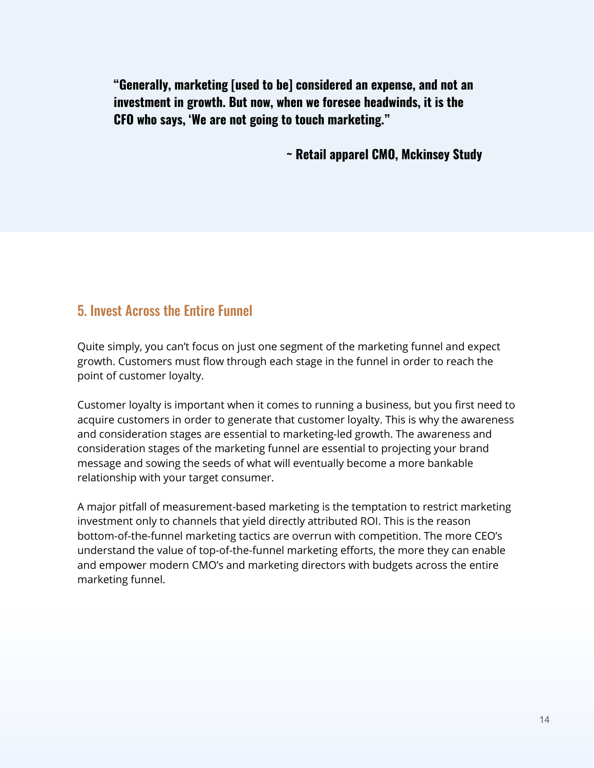**“Generally, marketing [used to be] considered an expense, and not an investment in growth. But now, when we foresee headwinds, it is the CFO who says, ‘We are not going to touch marketing.”**

**~ Retail apparel CMO, Mckinsey Study**

## 5. Invest Across the Entire Funnel

Quite simply, you can’t focus on just one segment of the marketing funnel and expect growth. Customers must flow through each stage in the funnel in order to reach the point of customer loyalty.

Customer loyalty is important when it comes to running a business, but you first need to acquire customers in order to generate that customer loyalty. This is why the awareness and consideration stages are essential to marketing-led growth. The awareness and consideration stages of the marketing funnel are essential to projecting your brand message and sowing the seeds of what will eventually become a more bankable relationship with your target consumer.

A major pitfall of measurement-based marketing is the temptation to restrict marketing investment only to channels that yield directly attributed ROI. This is the reason bottom-of-the-funnel marketing tactics are overrun with competition. The more CEO’s understand the value of top-of-the-funnel marketing efforts, the more they can enable and empower modern CMO’s and marketing directors with budgets across the entire marketing funnel.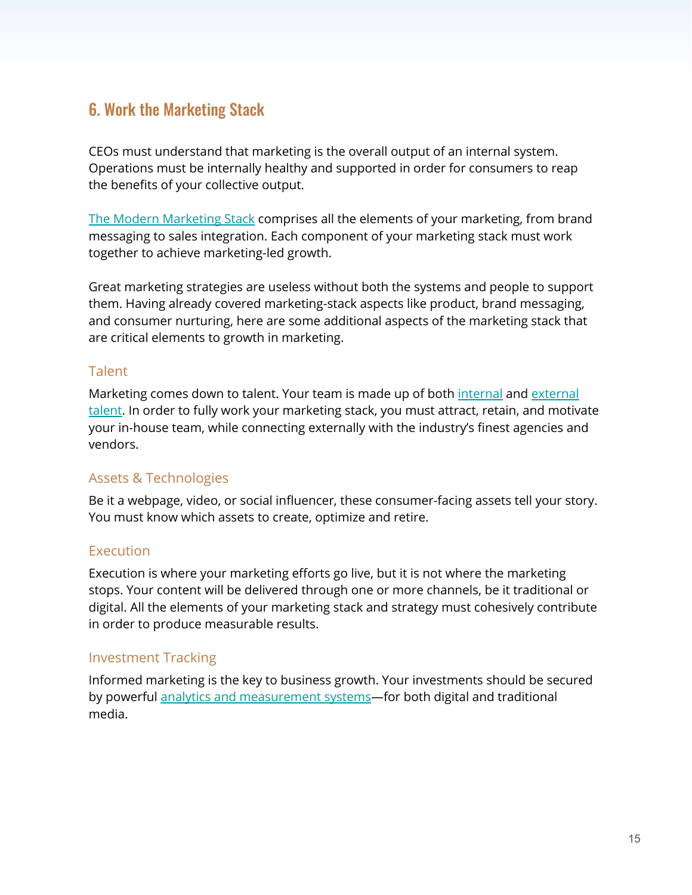## 6. Work the Marketing Stack

CEOs must understand that marketing is the overall output of an internal system. Operations must be internally healthy and supported in order for consumers to reap the benefits of your collective output.

The Modern Marketing Stack comprises all the elements of your marketing, from brand messaging to sales integration. Each component of your marketing stack must work together to achieve marketing-led growth.

Great marketing strategies are useless without both the systems and people to support them. Having already covered marketing-stack aspects like product, brand messaging, and consumer nurturing, here are some additional aspects of the marketing stack that are critical elements to growth in marketing.

### Talent

Marketing comes down to talent. Your team is made up of both internal and external talent. In order to fully work your marketing stack, you must attract, retain, and motivate your in-house team, while connecting externally with the industry's finest agencies and vendors.

### Assets & Technologies

Be it a webpage, video, or social influencer, these consumer-facing assets tell your story. You must know which assets to create, optimize and retire.

### Execution

Execution is where your marketing efforts go live, but it is not where the marketing stops. Your content will be delivered through one or more channels, be it traditional or digital. All the elements of your marketing stack and strategy must cohesively contribute in order to produce measurable results.

### Investment Tracking

Informed marketing is the key to business growth. Your investments should be secured by powerful analytics and measurement systems—for both digital and traditional media.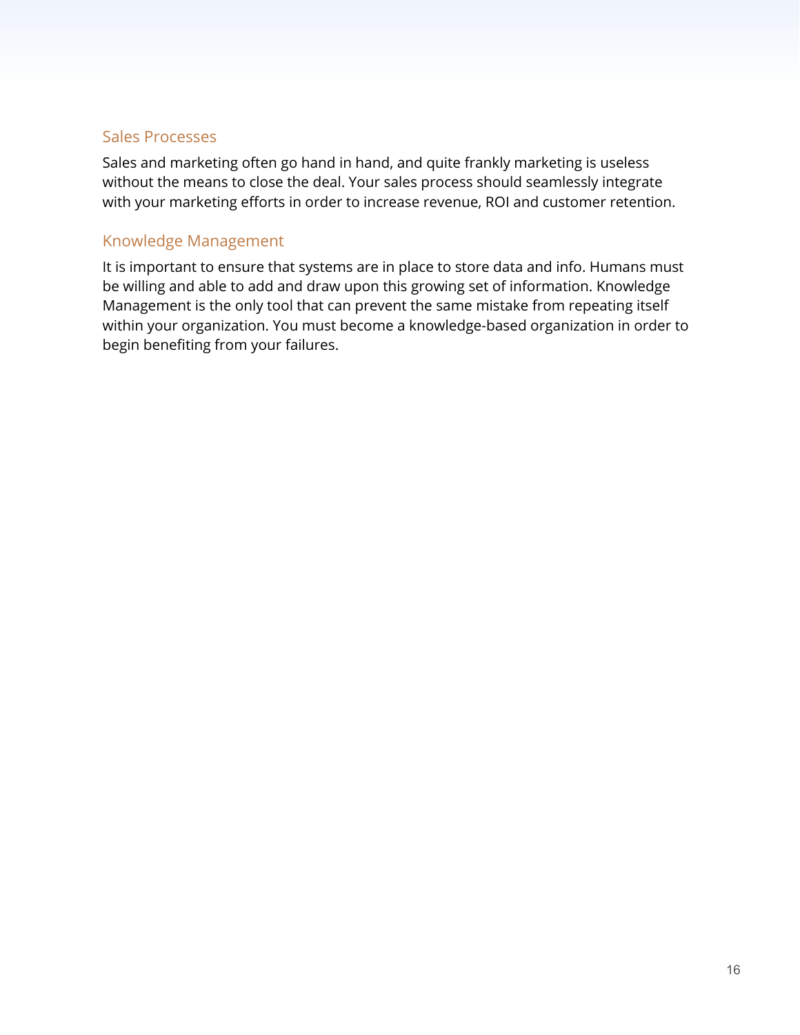### Sales Processes

Sales and marketing often go hand in hand, and quite frankly marketing is useless without the means to close the deal. Your sales process should seamlessly integrate with your marketing efforts in order to increase revenue, ROI and customer retention.

### Knowledge Management

It is important to ensure that systems are in place to store data and info. Humans must be willing and able to add and draw upon this growing set of information. Knowledge Management is the only tool that can prevent the same mistake from repeating itself within your organization. You must become a knowledge-based organization in order to begin benefiting from your failures.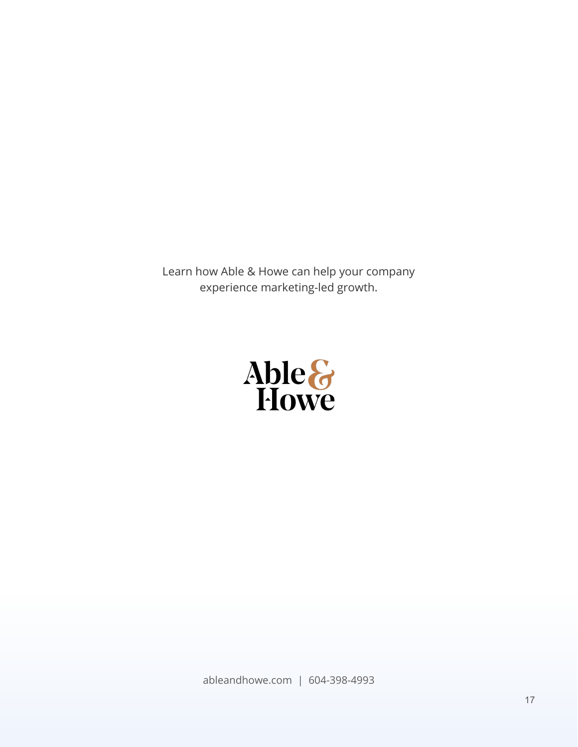Learn how Able & Howe can help your company experience marketing-led growth.

Able & Howe

ableandhowe.com | 604-398-4993